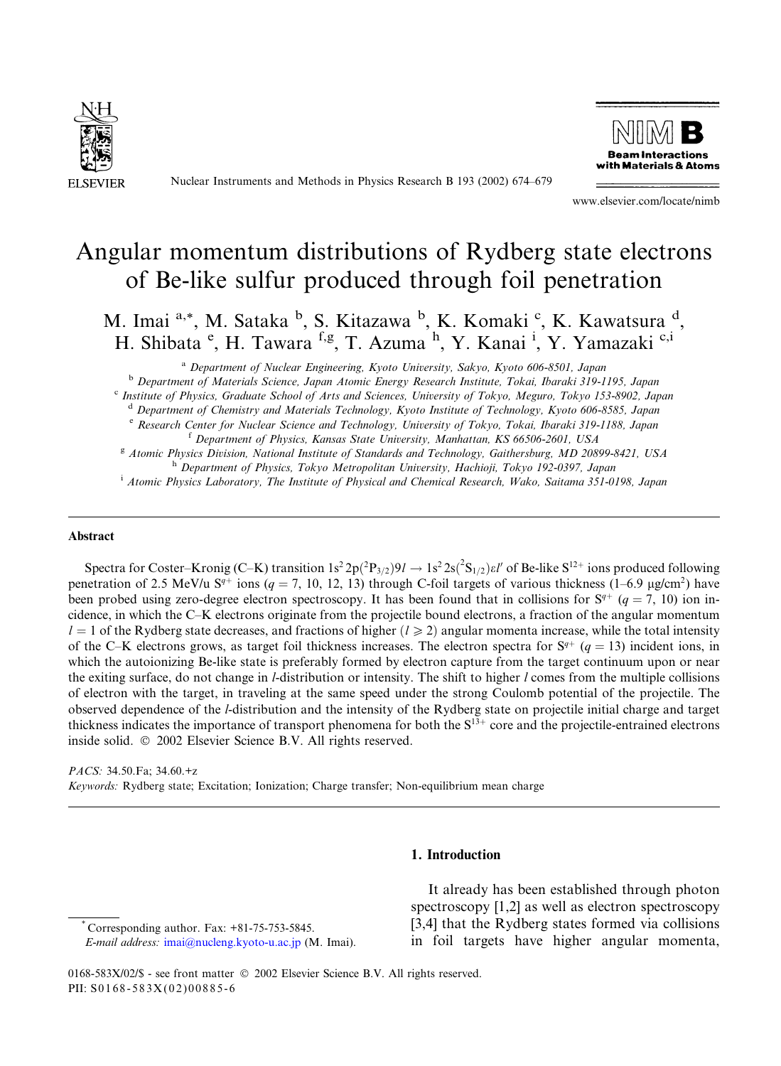# Angular momentum distributions of Rydberg state electrons of Be-like sulfur produced through foil penetration

M. Imai [a,*], M. Sataka [b], S. Kitazawa [b], K. Komaki [c], K. Kawatsura [d], H. Shibata [e], H. Tawara [f,g], T. Azuma [h], Y. Kanai [i], Y. Yamazaki [c,i]

[a] Department of Nuclear Engineering, Kyoto University, Sakyo, Kyoto 606-8501, Japan

[b] Department of Materials Science, Japan Atomic Energy Research Institute, Tokai, Ibaraki 319-1195, Japan

[c] Institute of Physics, Graduate School of Arts and Sciences, University of Tokyo, Meguro, Tokyo 153-8902, Japan

[d] Department of Chemistry and Materials Technology, Kyoto Institute of Technology, Kyoto 606-8585, Japan

[e] Research Center for Nuclear Science and Technology, University of Tokyo, Tokai, Ibaraki 319-1188, Japan

[f] Department of Physics, Kansas State University, Manhattan, KS 66506-2601, USA

[g] Atomic Physics Division, National Institute of Standards and Technology, Gaithersburg, MD 20899-8421, USA

[h] Department of Physics, Tokyo Metropolitan University, Hachioji, Tokyo 192-0397, Japan

[i] Atomic Physics Laboratory, The Institute of Physical and Chemical Research, Wako, Saitama 351-0198, Japan

## Abstract

Spectra for Coster–Kronig (C–K) transition $1s^2 2p(^2P_{3/2})9l \rightarrow 1s^2 2s(^2S_{1/2})\varepsilon l'$ of Be-like $S^{12+}$ ions produced following penetration of 2.5 MeV/u $S^{q+}$ ions ($q = 7$, 10, 12, 13) through C-foil targets of various thickness (1–6.9 μg/cm$^2$) have been probed using zero-degree electron spectroscopy. It has been found that in collisions for $S^{q+}$ ($q = 7$, 10) ion incidence, in which the C–K electrons originate from the projectile bound electrons, a fraction of the angular momentum $l = 1$ of the Rydberg state decreases, and fractions of higher ($l \geqslant 2$) angular momenta increase, while the total intensity of the C–K electrons grows, as target foil thickness increases. The electron spectra for $S^{q+}$ ($q = 13$) incident ions, in which the autoionizing Be-like state is preferably formed by electron capture from the target continuum upon or near the exiting surface, do not change in $l$-distribution or intensity. The shift to higher $l$ comes from the multiple collisions of electron with the target, in traveling at the same speed under the strong Coulomb potential of the projectile. The observed dependence of the $l$-distribution and the intensity of the Rydberg state on projectile initial charge and target thickness indicates the importance of transport phenomena for both the $S^{13+}$ core and the projectile-entrained electrons inside solid. © 2002 Elsevier Science B.V. All rights reserved.

*PACS:* 34.50.Fa; 34.60.+z

*Keywords:* Rydberg state; Excitation; Ionization; Charge transfer; Non-equilibrium mean charge

## 1. Introduction

It already has been established through photon spectroscopy [1,2] as well as electron spectroscopy [3,4] that the Rydberg states formed via collisions in foil targets have higher angular momenta,

* Corresponding author. Fax: +81-75-753-5845.
*E-mail address:* imai@nucleng.kyoto-u.ac.jp (M. Imai).

0168-583X/02/$ - see front matter © 2002 Elsevier Science B.V. All rights reserved.
PII: S0168-583X(02)00885-6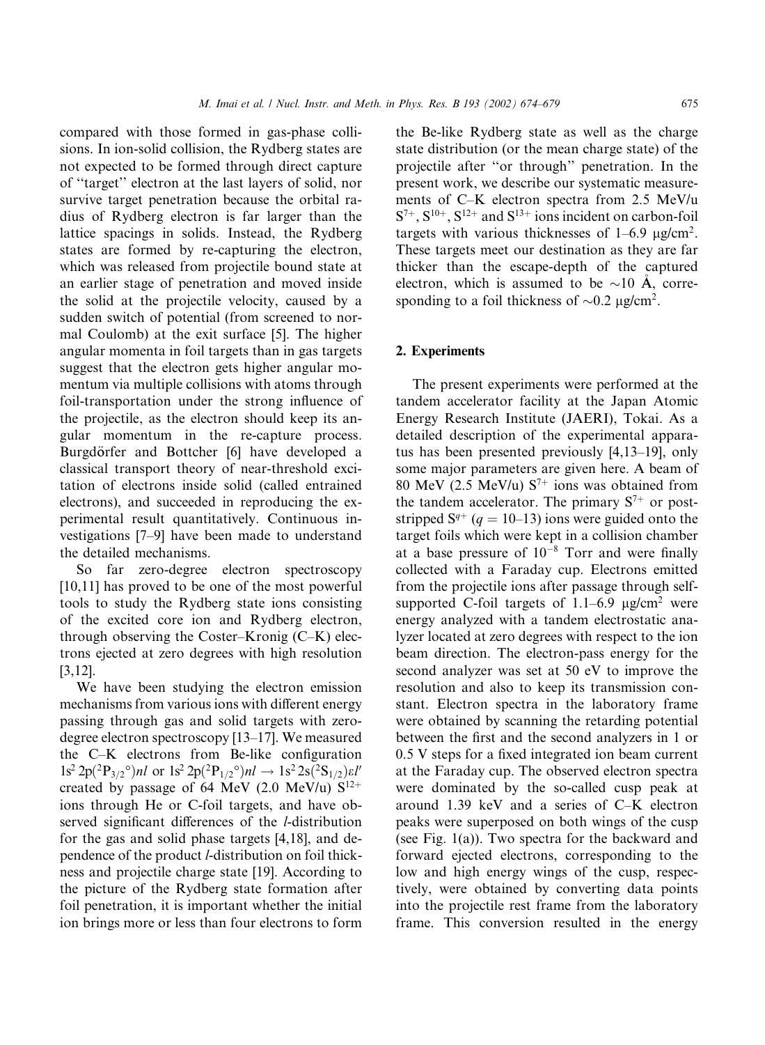compared with those formed in gas-phase collisions. In ion-solid collision, the Rydberg states are not expected to be formed through direct capture of "target" electron at the last layers of solid, nor survive target penetration because the orbital radius of Rydberg electron is far larger than the lattice spacings in solids. Instead, the Rydberg states are formed by re-capturing the electron, which was released from projectile bound state at an earlier stage of penetration and moved inside the solid at the projectile velocity, caused by a sudden switch of potential (from screened to normal Coulomb) at the exit surface [5]. The higher angular momenta in foil targets than in gas targets suggest that the electron gets higher angular momentum via multiple collisions with atoms through foil-transportation under the strong influence of the projectile, as the electron should keep its angular momentum in the re-capture process. Burgdörfer and Bottcher [6] have developed a classical transport theory of near-threshold excitation of electrons inside solid (called entrained electrons), and succeeded in reproducing the experimental result quantitatively. Continuous investigations [7–9] have been made to understand the detailed mechanisms.

So far zero-degree electron spectroscopy [10,11] has proved to be one of the most powerful tools to study the Rydberg state ions consisting of the excited core ion and Rydberg electron, through observing the Coster–Kronig (C–K) electrons ejected at zero degrees with high resolution [3,12].

We have been studying the electron emission mechanisms from various ions with different energy passing through gas and solid targets with zero-degree electron spectroscopy [13–17]. We measured the C–K electrons from Be-like configuration $1s^2\,2p(^2P_{3/2}{}^{\circ})nl$ or $1s^2\,2p(^2P_{1/2}{}^{\circ})nl \rightarrow 1s^2\,2s(^2S_{1/2})\varepsilon l'$ created by passage of 64 MeV (2.0 MeV/u) $S^{12+}$ ions through He or C-foil targets, and have observed significant differences of the *l*-distribution for the gas and solid phase targets [4,18], and dependence of the product *l*-distribution on foil thickness and projectile charge state [19]. According to the picture of the Rydberg state formation after foil penetration, it is important whether the initial ion brings more or less than four electrons to form the Be-like Rydberg state as well as the charge state distribution (or the mean charge state) of the projectile after "or through" penetration. In the present work, we describe our systematic measurements of C–K electron spectra from 2.5 MeV/u $S^{7+}$, $S^{10+}$, $S^{12+}$ and $S^{13+}$ ions incident on carbon-foil targets with various thicknesses of 1–6.9 μg/cm$^2$. These targets meet our destination as they are far thicker than the escape-depth of the captured electron, which is assumed to be ~10 Å, corresponding to a foil thickness of ~0.2 μg/cm$^2$.

## 2. Experiments

The present experiments were performed at the tandem accelerator facility at the Japan Atomic Energy Research Institute (JAERI), Tokai. As a detailed description of the experimental apparatus has been presented previously [4,13–19], only some major parameters are given here. A beam of 80 MeV (2.5 MeV/u) $S^{7+}$ ions was obtained from the tandem accelerator. The primary $S^{7+}$ or post-stripped $S^{q+}$ ($q = 10$–$13$) ions were guided onto the target foils which were kept in a collision chamber at a base pressure of $10^{-8}$ Torr and were finally collected with a Faraday cup. Electrons emitted from the projectile ions after passage through self-supported C-foil targets of 1.1–6.9 μg/cm$^2$ were energy analyzed with a tandem electrostatic analyzer located at zero degrees with respect to the ion beam direction. The electron-pass energy for the second analyzer was set at 50 eV to improve the resolution and also to keep its transmission constant. Electron spectra in the laboratory frame were obtained by scanning the retarding potential between the first and the second analyzers in 1 or 0.5 V steps for a fixed integrated ion beam current at the Faraday cup. The observed electron spectra were dominated by the so-called cusp peak at around 1.39 keV and a series of C–K electron peaks were superposed on both wings of the cusp (see Fig. 1(a)). Two spectra for the backward and forward ejected electrons, corresponding to the low and high energy wings of the cusp, respectively, were obtained by converting data points into the projectile rest frame from the laboratory frame. This conversion resulted in the energy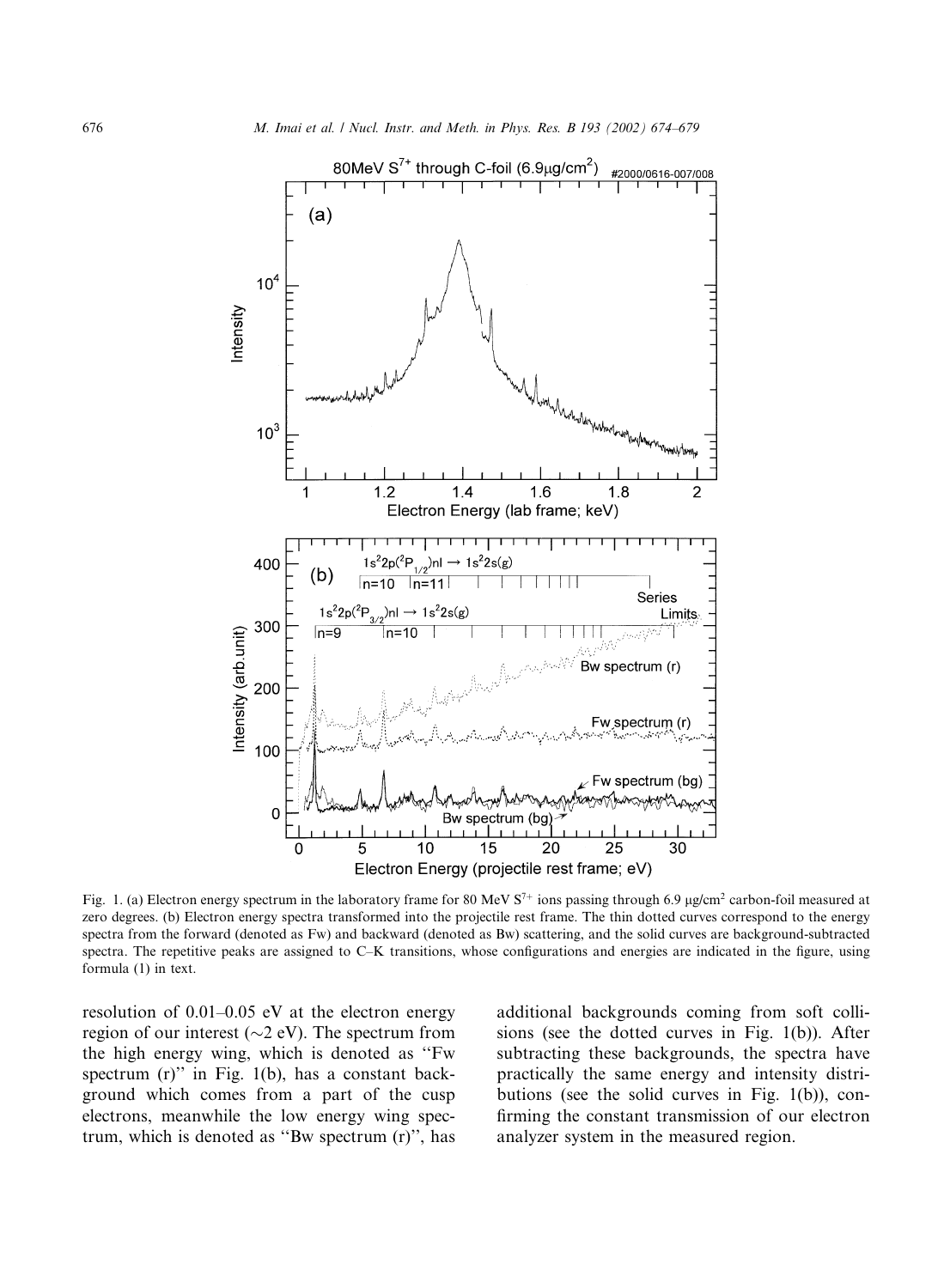Fig. 1. (a) Electron energy spectrum in the laboratory frame for 80 MeV $S^{7+}$ ions passing through 6.9 μg/cm$^2$ carbon-foil measured at zero degrees. (b) Electron energy spectra transformed into the projectile rest frame. The thin dotted curves correspond to the energy spectra from the forward (denoted as Fw) and backward (denoted as Bw) scattering, and the solid curves are background-subtracted spectra. The repetitive peaks are assigned to C–K transitions, whose configurations and energies are indicated in the figure, using formula (1) in text.

resolution of 0.01–0.05 eV at the electron energy region of our interest (~2 eV). The spectrum from the high energy wing, which is denoted as "Fw spectrum (r)" in Fig. 1(b), has a constant background which comes from a part of the cusp electrons, meanwhile the low energy wing spectrum, which is denoted as "Bw spectrum (r)", has additional backgrounds coming from soft collisions (see the dotted curves in Fig. 1(b)). After subtracting these backgrounds, the spectra have practically the same energy and intensity distributions (see the solid curves in Fig. 1(b)), confirming the constant transmission of our electron analyzer system in the measured region.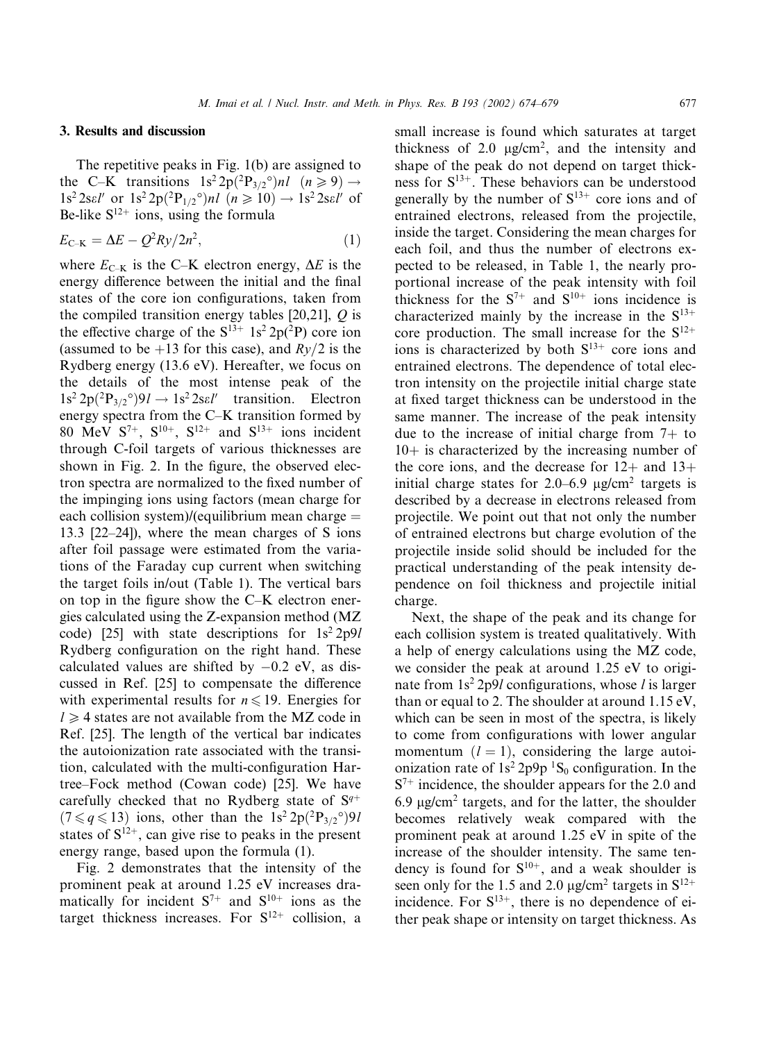## 3. Results and discussion

The repetitive peaks in Fig. 1(b) are assigned to the C–K transitions $1s^2 2p(^2P_{3/2}^\circ)nl$ $(n \geqslant 9) \rightarrow 1s^2 2s\varepsilon l'$ or $1s^2 2p(^2P_{1/2}^\circ)nl$ $(n \geqslant 10) \rightarrow 1s^2 2s\varepsilon l'$ of Be-like $S^{12+}$ ions, using the formula

$$E_{\text{C–K}} = \Delta E - Q^2 Ry/2n^2, \tag{1}$$

where $E_{\text{C–K}}$ is the C–K electron energy, $\Delta E$ is the energy difference between the initial and the final states of the core ion configurations, taken from the compiled transition energy tables [20,21], $Q$ is the effective charge of the $S^{13+}$ $1s^2 2p(^2P)$ core ion (assumed to be +13 for this case), and $Ry/2$ is the Rydberg energy (13.6 eV). Hereafter, we focus on the details of the most intense peak of the $1s^2 2p(^2P_{3/2}^\circ)9l \rightarrow 1s^2 2s\varepsilon l'$ transition. Electron energy spectra from the C–K transition formed by 80 MeV $S^{7+}$, $S^{10+}$, $S^{12+}$ and $S^{13+}$ ions incident through C-foil targets of various thicknesses are shown in Fig. 2. In the figure, the observed electron spectra are normalized to the fixed number of the impinging ions using factors (mean charge for each collision system)/(equilibrium mean charge = 13.3 [22–24]), where the mean charges of S ions after foil passage were estimated from the variations of the Faraday cup current when switching the target foils in/out (Table 1). The vertical bars on top in the figure show the C–K electron energies calculated using the Z-expansion method (MZ code) [25] with state descriptions for $1s^2 2p9l$ Rydberg configuration on the right hand. These calculated values are shifted by −0.2 eV, as discussed in Ref. [25] to compensate the difference with experimental results for $n \leqslant 19$. Energies for $l \geqslant 4$ states are not available from the MZ code in Ref. [25]. The length of the vertical bar indicates the autoionization rate associated with the transition, calculated with the multi-configuration Hartree–Fock method (Cowan code) [25]. We have carefully checked that no Rydberg state of $S^{q+}$ $(7 \leqslant q \leqslant 13)$ ions, other than the $1s^2 2p(^2P_{3/2}^\circ)9l$ states of $S^{12+}$, can give rise to peaks in the present energy range, based upon the formula (1).

Fig. 2 demonstrates that the intensity of the prominent peak at around 1.25 eV increases dramatically for incident $S^{7+}$ and $S^{10+}$ ions as the target thickness increases. For $S^{12+}$ collision, a small increase is found which saturates at target thickness of 2.0 μg/cm², and the intensity and shape of the peak do not depend on target thickness for $S^{13+}$. These behaviors can be understood generally by the number of $S^{13+}$ core ions and of entrained electrons, released from the projectile, inside the target. Considering the mean charges for each foil, and thus the number of electrons expected to be released, in Table 1, the nearly proportional increase of the peak intensity with foil thickness for the $S^{7+}$ and $S^{10+}$ ions incidence is characterized mainly by the increase in the $S^{13+}$ core production. The small increase for the $S^{12+}$ ions is characterized by both $S^{13+}$ core ions and entrained electrons. The dependence of total electron intensity on the projectile initial charge state at fixed target thickness can be understood in the same manner. The increase of the peak intensity due to the increase of initial charge from 7+ to 10+ is characterized by the increasing number of the core ions, and the decrease for 12+ and 13+ initial charge states for 2.0–6.9 μg/cm² targets is described by a decrease in electrons released from projectile. We point out that not only the number of entrained electrons but charge evolution of the projectile inside solid should be included for the practical understanding of the peak intensity dependence on foil thickness and projectile initial charge.

Next, the shape of the peak and its change for each collision system is treated qualitatively. With a help of energy calculations using the MZ code, we consider the peak at around 1.25 eV to originate from $1s^2 2p9l$ configurations, whose $l$ is larger than or equal to 2. The shoulder at around 1.15 eV, which can be seen in most of the spectra, is likely to come from configurations with lower angular momentum ($l = 1$), considering the large autoionization rate of $1s^2 2p9p$ $^1S_0$ configuration. In the $S^{7+}$ incidence, the shoulder appears for the 2.0 and 6.9 μg/cm² targets, and for the latter, the shoulder becomes relatively weak compared with the prominent peak at around 1.25 eV in spite of the increase of the shoulder intensity. The same tendency is found for $S^{10+}$, and a weak shoulder is seen only for the 1.5 and 2.0 μg/cm² targets in $S^{12+}$ incidence. For $S^{13+}$, there is no dependence of either peak shape or intensity on target thickness. As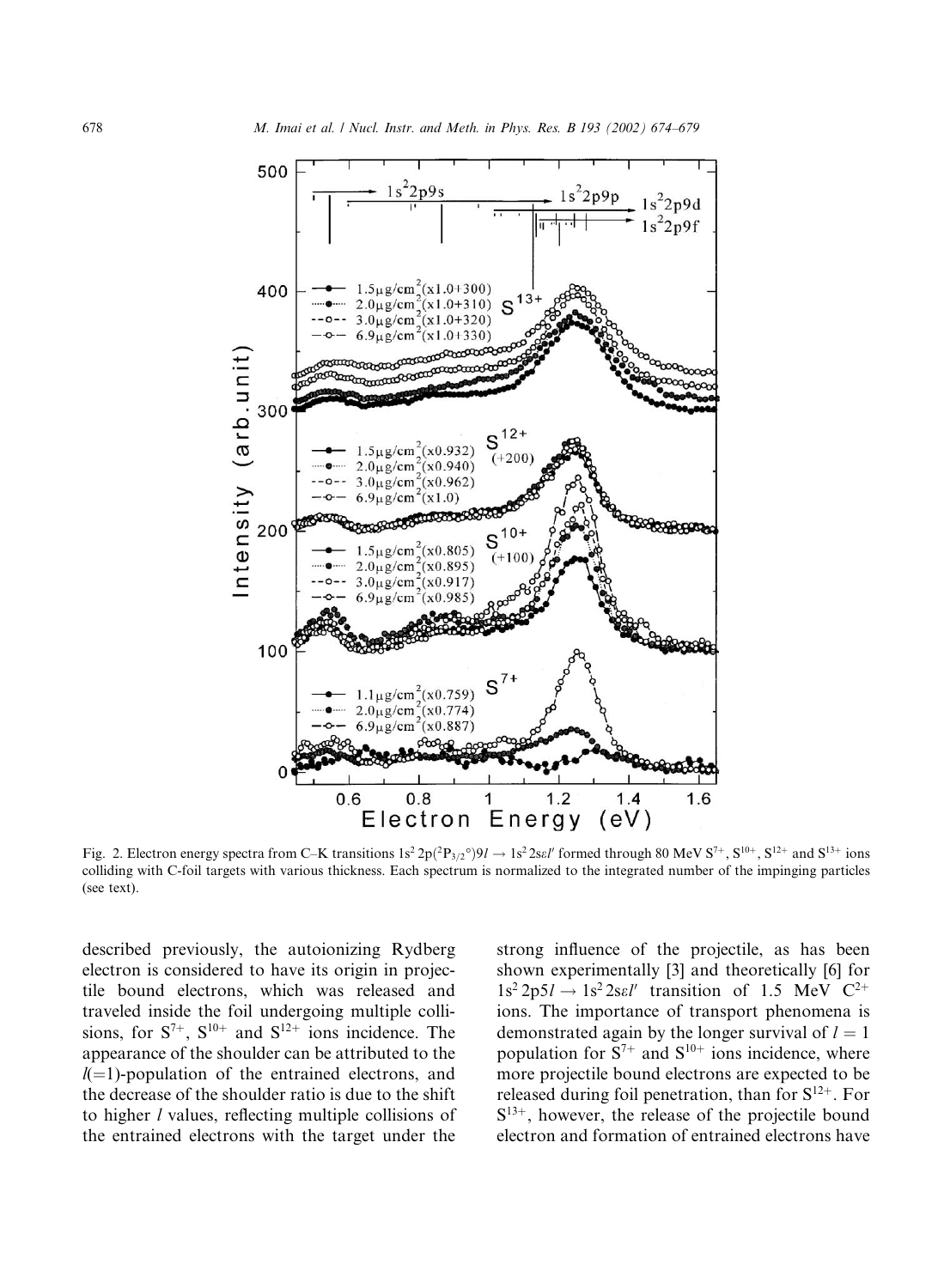Fig. 2. Electron energy spectra from C–K transitions $1s^2 2p(^2P^o_{3/2})9l \rightarrow 1s^2 2s\varepsilon l'$ formed through 80 MeV $S^{7+}$, $S^{10+}$, $S^{12+}$ and $S^{13+}$ ions colliding with C-foil targets with various thickness. Each spectrum is normalized to the integrated number of the impinging particles (see text).

described previously, the autoionizing Rydberg electron is considered to have its origin in projectile bound electrons, which was released and traveled inside the foil undergoing multiple collisions, for $S^{7+}$, $S^{10+}$ and $S^{12+}$ ions incidence. The appearance of the shoulder can be attributed to the $l(=1)$-population of the entrained electrons, and the decrease of the shoulder ratio is due to the shift to higher $l$ values, reflecting multiple collisions of the entrained electrons with the target under the strong influence of the projectile, as has been shown experimentally [3] and theoretically [6] for $1s^2 2p5l \rightarrow 1s^2 2s\varepsilon l'$ transition of 1.5 MeV $C^{2+}$ ions. The importance of transport phenomena is demonstrated again by the longer survival of $l = 1$ population for $S^{7+}$ and $S^{10+}$ ions incidence, where more projectile bound electrons are expected to be released during foil penetration, than for $S^{12+}$. For $S^{13+}$, however, the release of the projectile bound electron and formation of entrained electrons have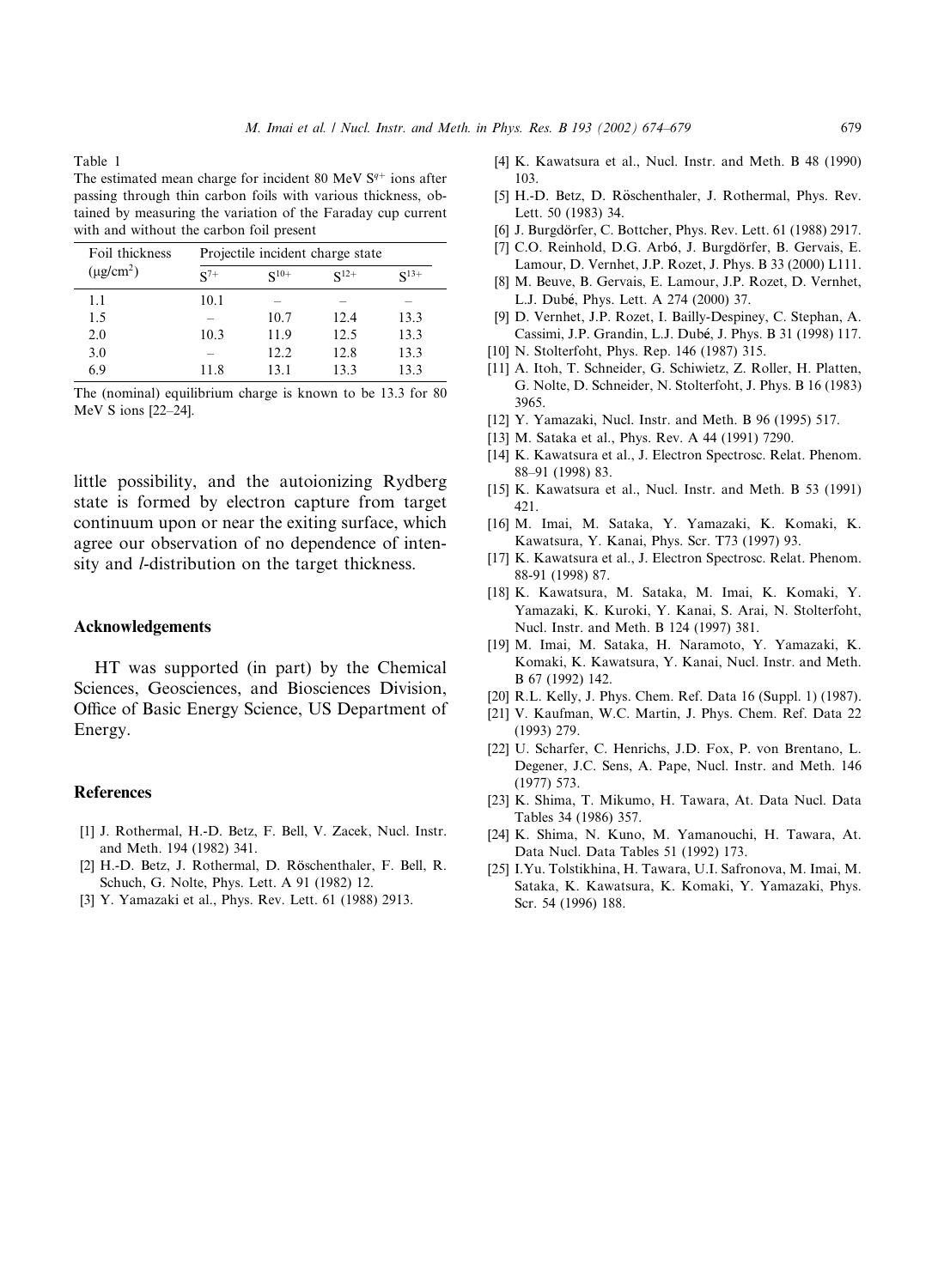Table 1

The estimated mean charge for incident 80 MeV $S^{q+}$ ions after passing through thin carbon foils with various thickness, obtained by measuring the variation of the Faraday cup current with and without the carbon foil present

| Foil thickness ($\mu g/cm^2$) | Projectile incident charge state | | | |
|---|---|---|---|---|
| | $S^{7+}$ | $S^{10+}$ | $S^{12+}$ | $S^{13+}$ |
| 1.1 | 10.1 | – | – | – |
| 1.5 | – | 10.7 | 12.4 | 13.3 |
| 2.0 | 10.3 | 11.9 | 12.5 | 13.3 |
| 3.0 | – | 12.2 | 12.8 | 13.3 |
| 6.9 | 11.8 | 13.1 | 13.3 | 13.3 |

The (nominal) equilibrium charge is known to be 13.3 for 80 MeV S ions [22–24].

little possibility, and the autoionizing Rydberg state is formed by electron capture from target continuum upon or near the exiting surface, which agree our observation of no dependence of intensity and *l*-distribution on the target thickness.

## Acknowledgements

HT was supported (in part) by the Chemical Sciences, Geosciences, and Biosciences Division, Office of Basic Energy Science, US Department of Energy.

## References

[1] J. Rothermal, H.-D. Betz, F. Bell, V. Zacek, Nucl. Instr. and Meth. 194 (1982) 341.

[2] H.-D. Betz, J. Rothermal, D. Röschenthaler, F. Bell, R. Schuch, G. Nolte, Phys. Lett. A 91 (1982) 12.

[3] Y. Yamazaki et al., Phys. Rev. Lett. 61 (1988) 2913.

[4] K. Kawatsura et al., Nucl. Instr. and Meth. B 48 (1990) 103.

[5] H.-D. Betz, D. Röschenthaler, J. Rothermal, Phys. Rev. Lett. 50 (1983) 34.

[6] J. Burgdörfer, C. Bottcher, Phys. Rev. Lett. 61 (1988) 2917.

[7] C.O. Reinhold, D.G. Arbó, J. Burgdörfer, B. Gervais, E. Lamour, D. Vernhet, J.P. Rozet, J. Phys. B 33 (2000) L111.

[8] M. Beuve, B. Gervais, E. Lamour, J.P. Rozet, D. Vernhet, L.J. Dubé, Phys. Lett. A 274 (2000) 37.

[9] D. Vernhet, J.P. Rozet, I. Bailly-Despiney, C. Stephan, A. Cassimi, J.P. Grandin, L.J. Dubé, J. Phys. B 31 (1998) 117.

[10] N. Stolterfoht, Phys. Rep. 146 (1987) 315.

[11] A. Itoh, T. Schneider, G. Schiwietz, Z. Roller, H. Platten, G. Nolte, D. Schneider, N. Stolterfoht, J. Phys. B 16 (1983) 3965.

[12] Y. Yamazaki, Nucl. Instr. and Meth. B 96 (1995) 517.

[13] M. Sataka et al., Phys. Rev. A 44 (1991) 7290.

[14] K. Kawatsura et al., J. Electron Spectrosc. Relat. Phenom. 88–91 (1998) 83.

[15] K. Kawatsura et al., Nucl. Instr. and Meth. B 53 (1991) 421.

[16] M. Imai, M. Sataka, Y. Yamazaki, K. Komaki, K. Kawatsura, Y. Kanai, Phys. Scr. T73 (1997) 93.

[17] K. Kawatsura et al., J. Electron Spectrosc. Relat. Phenom. 88-91 (1998) 87.

[18] K. Kawatsura, M. Sataka, M. Imai, K. Komaki, Y. Yamazaki, K. Kuroki, Y. Kanai, S. Arai, N. Stolterfoht, Nucl. Instr. and Meth. B 124 (1997) 381.

[19] M. Imai, M. Sataka, H. Naramoto, Y. Yamazaki, K. Komaki, K. Kawatsura, Y. Kanai, Nucl. Instr. and Meth. B 67 (1992) 142.

[20] R.L. Kelly, J. Phys. Chem. Ref. Data 16 (Suppl. 1) (1987).

[21] V. Kaufman, W.C. Martin, J. Phys. Chem. Ref. Data 22 (1993) 279.

[22] U. Scharfer, C. Henrichs, J.D. Fox, P. von Brentano, L. Degener, J.C. Sens, A. Pape, Nucl. Instr. and Meth. 146 (1977) 573.

[23] K. Shima, T. Mikumo, H. Tawara, At. Data Nucl. Data Tables 34 (1986) 357.

[24] K. Shima, N. Kuno, M. Yamanouchi, H. Tawara, At. Data Nucl. Data Tables 51 (1992) 173.

[25] I.Yu. Tolstikhina, H. Tawara, U.I. Safronova, M. Imai, M. Sataka, K. Kawatsura, K. Komaki, Y. Yamazaki, Phys. Scr. 54 (1996) 188.